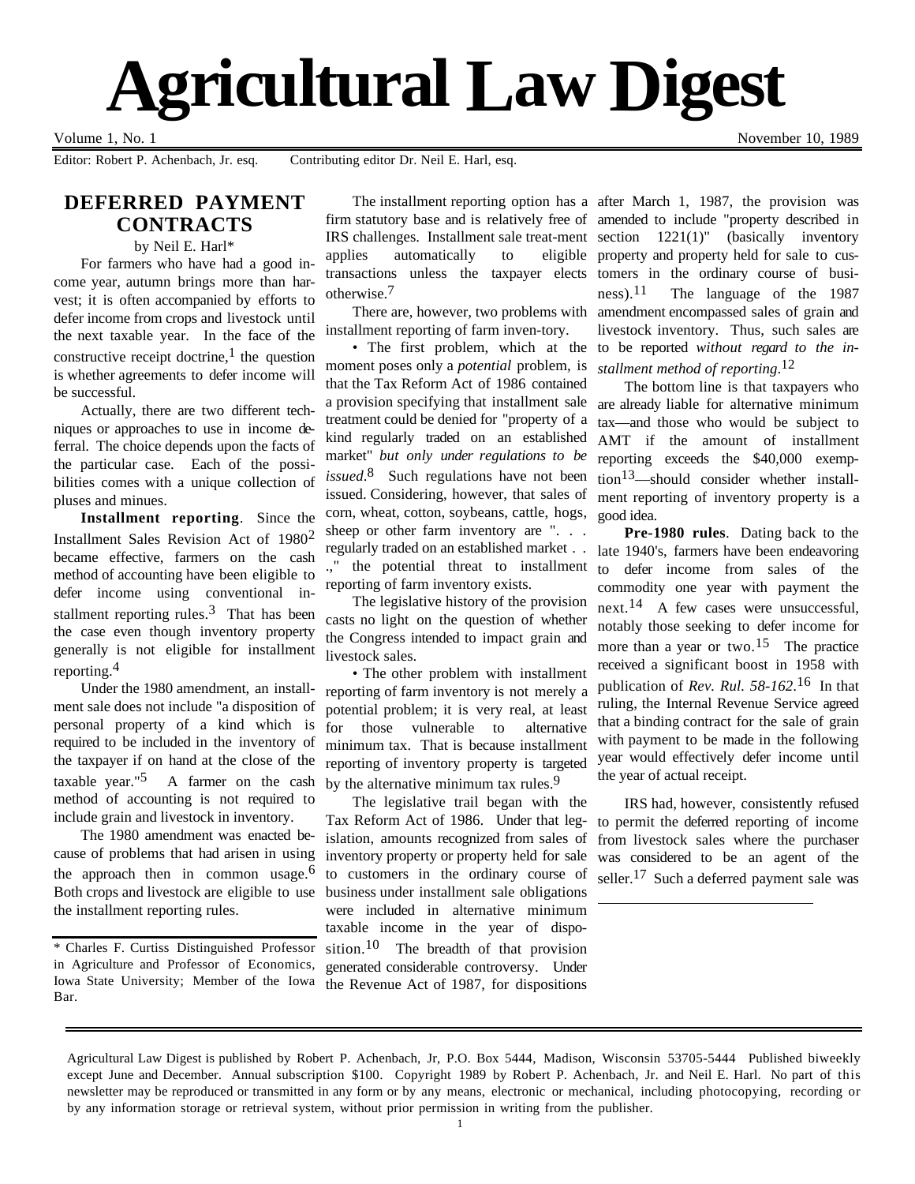# Agricultural Law Digest

Volume 1, No. 1 — November 10, 1989

Editor: Robert P. Achenbach, Jr. esq. Contributing editor Dr. Neil E. Harl, esq.

## DEFERRED PAYMENT CONTRACTS

by Neil E. Harl*

For farmers who have had a good income year, autumn brings more than harvest; it is often accompanied by efforts to defer income from crops and livestock until the next taxable year. In the face of the constructive receipt doctrine,[1] the question is whether agreements to defer income will be successful.

Actually, there are two different techniques or approaches to use in income deferral. The choice depends upon the facts of the particular case. Each of the possibilities comes with a unique collection of pluses and minues.

**Installment reporting**. Since the Installment Sales Revision Act of 1980[2] became effective, farmers on the cash method of accounting have been eligible to defer income using conventional installment reporting rules.[3] That has been the case even though inventory property generally is not eligible for installment reporting.[4]

Under the 1980 amendment, an installment sale does not include "a disposition of personal property of a kind which is required to be included in the inventory of the taxpayer if on hand at the close of the taxable year."[5] A farmer on the cash method of accounting is not required to include grain and livestock in inventory.

The 1980 amendment was enacted because of problems that had arisen in using the approach then in common usage.[6] Both crops and livestock are eligible to use the installment reporting rules.

The installment reporting option has a firm statutory base and is relatively free of IRS challenges. Installment sale treat-ment applies automatically to eligible transactions unless the taxpayer elects otherwise.[7]

There are, however, two problems with installment reporting of farm inven-tory.

• The first problem, which at the moment poses only a *potential* problem, is that the Tax Reform Act of 1986 contained a provision specifying that installment sale treatment could be denied for "property of a kind regularly traded on an established market" *but only under regulations to be issued*.[8] Such regulations have not been issued. Considering, however, that sales of corn, wheat, cotton, soybeans, cattle, hogs, sheep or other farm inventory are ". . . regularly traded on an established market . . .," the potential threat to installment reporting of farm inventory exists.

The legislative history of the provision casts no light on the question of whether the Congress intended to impact grain and livestock sales.

• The other problem with installment reporting of farm inventory is not merely a potential problem; it is very real, at least for those vulnerable to alternative minimum tax. That is because installment reporting of inventory property is targeted by the alternative minimum tax rules.[9]

The legislative trail began with the Tax Reform Act of 1986. Under that legislation, amounts recognized from sales of inventory property or property held for sale to customers in the ordinary course of business under installment sale obligations were included in alternative minimum taxable income in the year of disposition.[10] The breadth of that provision generated considerable controversy. Under the Revenue Act of 1987, for dispositions after March 1, 1987, the provision was amended to include "property described in section 1221(1)" (basically inventory property and property held for sale to customers in the ordinary course of business).[11] The language of the 1987 amendment encompassed sales of grain and livestock inventory. Thus, such sales are to be reported *without regard to the installment method of reporting*.[12]

The bottom line is that taxpayers who are already liable for alternative minimum tax—and those who would be subject to AMT if the amount of installment reporting exceeds the $40,000 exemption[13]—should consider whether installment reporting of inventory property is a good idea.

**Pre-1980 rules**. Dating back to the late 1940's, farmers have been endeavoring to defer income from sales of the commodity one year with payment the next.[14] A few cases were unsuccessful, notably those seeking to defer income for more than a year or two.[15] The practice received a significant boost in 1958 with publication of *Rev. Rul. 58-162*.[16] In that ruling, the Internal Revenue Service agreed that a binding contract for the sale of grain with payment to be made in the following year would effectively defer income until the year of actual receipt.

IRS had, however, consistently refused to permit the deferred reporting of income from livestock sales where the purchaser was considered to be an agent of the seller.[17] Such a deferred payment sale was

---

\* Charles F. Curtiss Distinguished Professor in Agriculture and Professor of Economics, Iowa State University; Member of the Iowa Bar.

---

Agricultural Law Digest is published by Robert P. Achenbach, Jr, P.O. Box 5444, Madison, Wisconsin 53705-5444 Published biweekly except June and December. Annual subscription $100. Copyright 1989 by Robert P. Achenbach, Jr. and Neil E. Harl. No part of this newsletter may be reproduced or transmitted in any form or by any means, electronic or mechanical, including photocopying, recording or by any information storage or retrieval system, without prior permission in writing from the publisher.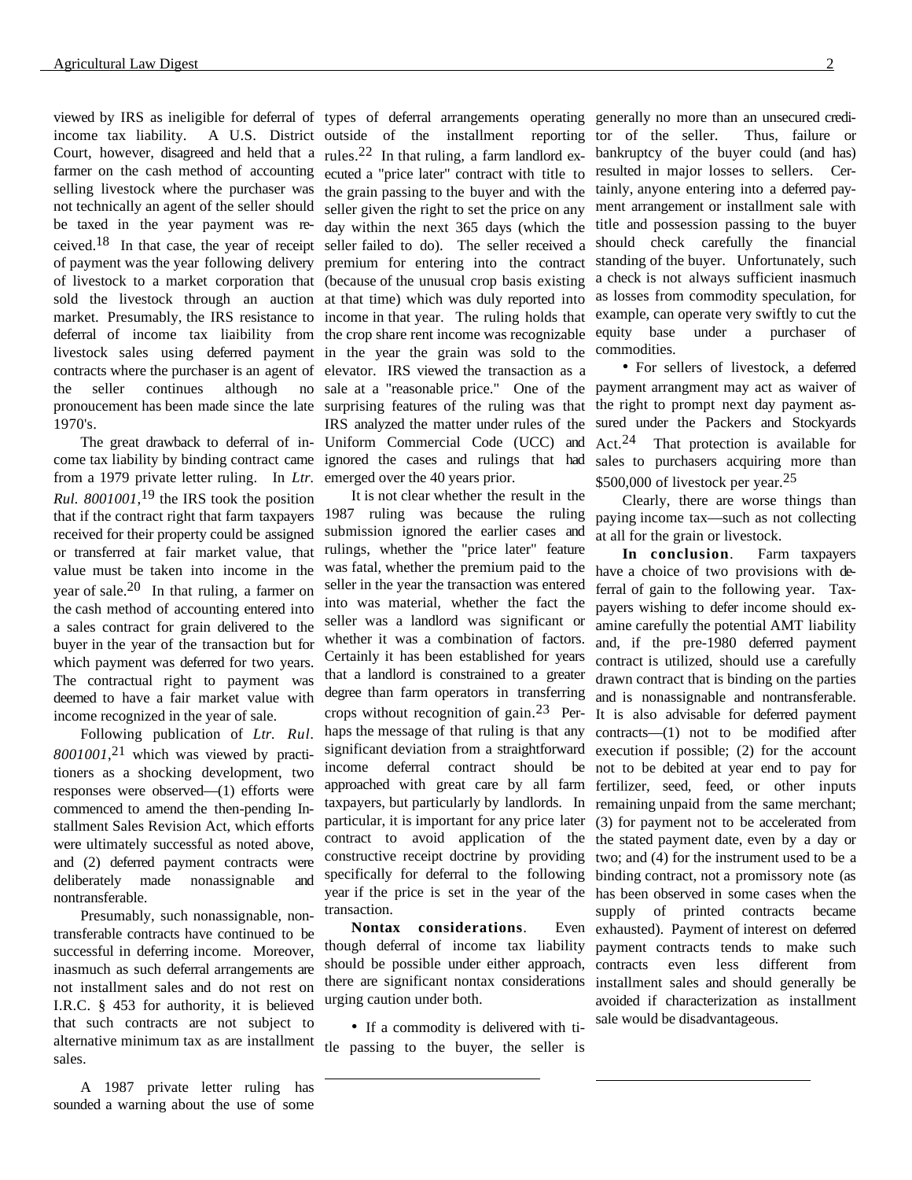viewed by IRS as ineligible for deferral of income tax liability. A U.S. District Court, however, disagreed and held that a farmer on the cash method of accounting selling livestock where the purchaser was not technically an agent of the seller should be taxed in the year payment was received.[18] In that case, the year of receipt of payment was the year following delivery of livestock to a market corporation that sold the livestock through an auction market. Presumably, the IRS resistance to deferral of income tax liaibility from livestock sales using deferred payment contracts where the purchaser is an agent of the seller continues although no pronoucement has been made since the late 1970's.

The great drawback to deferral of income tax liability by binding contract came from a 1979 private letter ruling. In *Ltr. Rul. 8001001,*[19] the IRS took the position that if the contract right that farm taxpayers received for their property could be assigned or transferred at fair market value, that value must be taken into income in the year of sale.[20] In that ruling, a farmer on the cash method of accounting entered into a sales contract for grain delivered to the buyer in the year of the transaction but for which payment was deferred for two years. The contractual right to payment was deemed to have a fair market value with income recognized in the year of sale.

Following publication of *Ltr. Rul. 8001001,*[21] which was viewed by practitioners as a shocking development, two responses were observed—(1) efforts were commenced to amend the then-pending Installment Sales Revision Act, which efforts were ultimately successful as noted above, and (2) deferred payment contracts were deliberately made nonassignable and nontransferable.

Presumably, such nonassignable, nontransferable contracts have continued to be successful in deferring income. Moreover, inasmuch as such deferral arrangements are not installment sales and do not rest on I.R.C. § 453 for authority, it is believed that such contracts are not subject to alternative minimum tax as are installment sales.

A 1987 private letter ruling has sounded a warning about the use of some types of deferral arrangements operating outside of the installment reporting rules.[22] In that ruling, a farm landlord executed a "price later" contract with title to the grain passing to the buyer and with the seller given the right to set the price on any day within the next 365 days (which the seller failed to do). The seller received a premium for entering into the contract (because of the unusual crop basis existing at that time) which was duly reported into income in that year. The ruling holds that the crop share rent income was recognizable in the year the grain was sold to the elevator. IRS viewed the transaction as a sale at a "reasonable price." One of the surprising features of the ruling was that IRS analyzed the matter under rules of the Uniform Commercial Code (UCC) and ignored the cases and rulings that had emerged over the 40 years prior.

It is not clear whether the result in the 1987 ruling was because the ruling submission ignored the earlier cases and rulings, whether the "price later" feature was fatal, whether the premium paid to the seller in the year the transaction was entered into was material, whether the fact the seller was a landlord was significant or whether it was a combination of factors. Certainly it has been established for years that a landlord is constrained to a greater degree than farm operators in transferring crops without recognition of gain.[23] Perhaps the message of that ruling is that any significant deviation from a straightforward income deferral contract should be approached with great care by all farm taxpayers, but particularly by landlords. In particular, it is important for any price later contract to avoid application of the constructive receipt doctrine by providing specifically for deferral to the following year if the price is set in the year of the transaction.

**Nontax considerations**. Even though deferral of income tax liability should be possible under either approach, there are significant nontax considerations urging caution under both.

- If a commodity is delivered with title passing to the buyer, the seller is generally no more than an unsecured creditor of the seller. Thus, failure or bankruptcy of the buyer could (and has) resulted in major losses to sellers. Certainly, anyone entering into a deferred payment arrangement or installment sale with title and possession passing to the buyer should check carefully the financial standing of the buyer. Unfortunately, such a check is not always sufficient inasmuch as losses from commodity speculation, for example, can operate very swiftly to cut the equity base under a purchaser of commodities.
- For sellers of livestock, a deferred payment arrangment may act as waiver of the right to prompt next day payment assured under the Packers and Stockyards Act.[24] That protection is available for sales to purchasers acquiring more than \$500,000 of livestock per year.[25]

Clearly, there are worse things than paying income tax—such as not collecting at all for the grain or livestock.

**In conclusion**. Farm taxpayers have a choice of two provisions with deferral of gain to the following year. Taxpayers wishing to defer income should examine carefully the potential AMT liability and, if the pre-1980 deferred payment contract is utilized, should use a carefully drawn contract that is binding on the parties and is nonassignable and nontransferable. It is also advisable for deferred payment contracts—(1) not to be modified after execution if possible; (2) for the account not to be debited at year end to pay for fertilizer, seed, feed, or other inputs remaining unpaid from the same merchant; (3) for payment not to be accelerated from the stated payment date, even by a day or two; and (4) for the instrument used to be a binding contract, not a promissory note (as has been observed in some cases when the supply of printed contracts became exhausted). Payment of interest on deferred payment contracts tends to make such contracts even less different from installment sales and should generally be avoided if characterization as installment sale would be disadvantageous.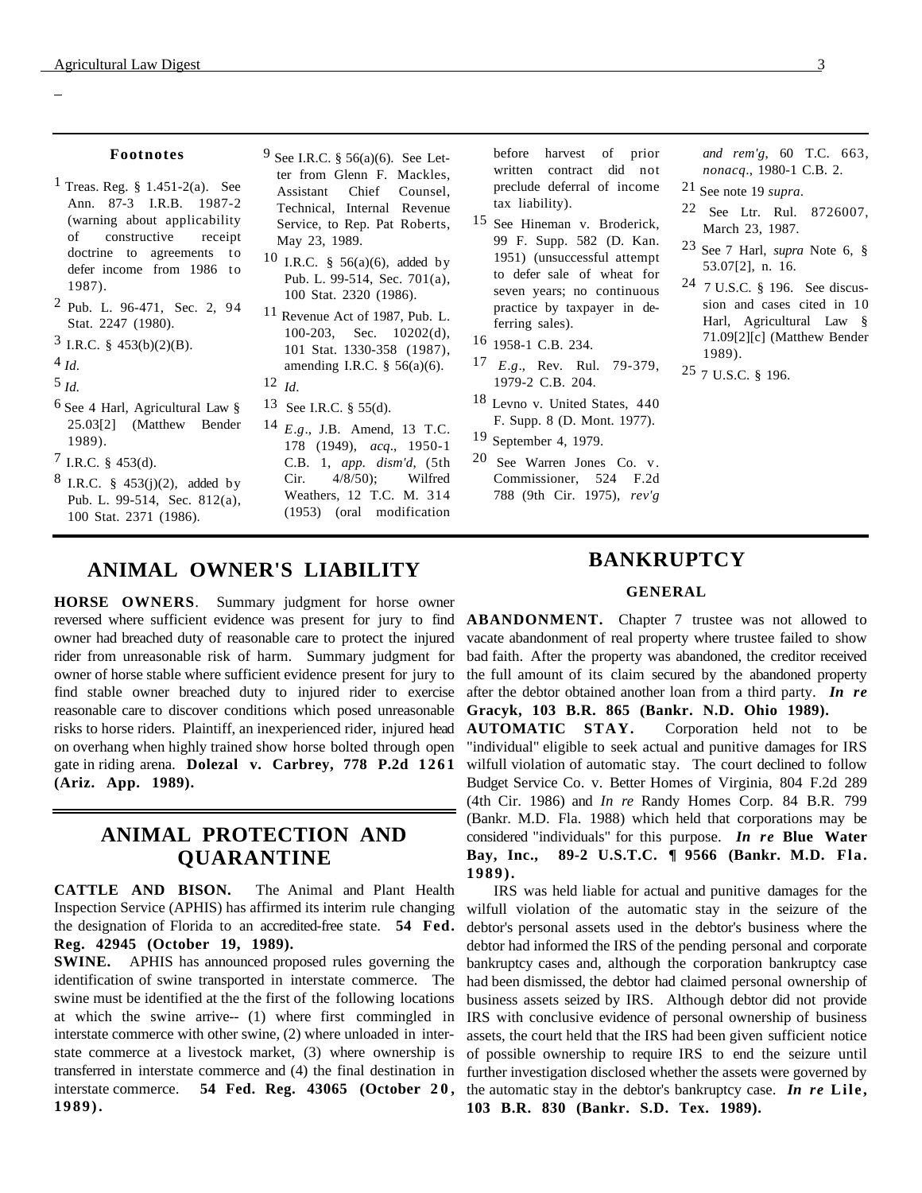**Footnotes**

[1] Treas. Reg. § 1.451-2(a). See Ann. 87-3 I.R.B. 1987-2 (warning about applicability of constructive receipt doctrine to agreements to defer income from 1986 to 1987).

[2] Pub. L. 96-471, Sec. 2, 94 Stat. 2247 (1980).

[3] I.R.C. § 453(b)(2)(B).

[4] *Id.*

[5] *Id.*

[6] See 4 Harl, Agricultural Law § 25.03[2] (Matthew Bender 1989).

[7] I.R.C. § 453(d).

[8] I.R.C. § 453(j)(2), added by Pub. L. 99-514, Sec. 812(a), 100 Stat. 2371 (1986).

[9] See I.R.C. § 56(a)(6). See Letter from Glenn F. Mackles, Assistant Chief Counsel, Technical, Internal Revenue Service, to Rep. Pat Roberts, May 23, 1989.

[10] I.R.C. § 56(a)(6), added by Pub. L. 99-514, Sec. 701(a), 100 Stat. 2320 (1986).

[11] Revenue Act of 1987, Pub. L. 100-203, Sec. 10202(d), 101 Stat. 1330-358 (1987), amending I.R.C. § 56(a)(6).

[12] *Id.*

[13] See I.R.C. § 55(d).

[14] *E.g*., J.B. Amend, 13 T.C. 178 (1949), *acq*., 1950-1 C.B. 1, *app. dism'd*, (5th Cir. 4/8/50); Wilfred Weathers, 12 T.C. M. 314 (1953) (oral modification before harvest of prior written contract did not preclude deferral of income tax liability).

[15] See Hineman v. Broderick, 99 F. Supp. 582 (D. Kan. 1951) (unsuccessful attempt to defer sale of wheat for seven years; no continuous practice by taxpayer in deferring sales).

[16] 1958-1 C.B. 234.

[17] *E.g*., Rev. Rul. 79-379, 1979-2 C.B. 204.

[18] Levno v. United States, 440 F. Supp. 8 (D. Mont. 1977).

[19] September 4, 1979.

[20] See Warren Jones Co. v. Commissioner, 524 F.2d 788 (9th Cir. 1975), *rev'g and rem'g*, 60 T.C. 663, *nonacq*., 1980-1 C.B. 2.

[21] See note 19 *supra*.

[22] See Ltr. Rul. 8726007, March 23, 1987.

[23] See 7 Harl, *supra* Note 6, § 53.07[2], n. 16.

[24] 7 U.S.C. § 196. See discussion and cases cited in 10 Harl, Agricultural Law § 71.09[2][c] (Matthew Bender 1989).

[25] 7 U.S.C. § 196.

## ANIMAL OWNER'S LIABILITY

**HORSE OWNERS**. Summary judgment for horse owner reversed where sufficient evidence was present for jury to find owner had breached duty of reasonable care to protect the injured rider from unreasonable risk of harm. Summary judgment for owner of horse stable where sufficient evidence present for jury to find stable owner breached duty to injured rider to exercise reasonable care to discover conditions which posed unreasonable risks to horse riders. Plaintiff, an inexperienced rider, injured head on overhang when highly trained show horse bolted through open gate in riding arena. **Dolezal v. Carbrey, 778 P.2d 1261 (Ariz. App. 1989).**

## ANIMAL PROTECTION AND QUARANTINE

**CATTLE AND BISON.** The Animal and Plant Health Inspection Service (APHIS) has affirmed its interim rule changing the designation of Florida to an accredited-free state. **54 Fed. Reg. 42945 (October 19, 1989).**

**SWINE.** APHIS has announced proposed rules governing the identification of swine transported in interstate commerce. The swine must be identified at the the first of the following locations at which the swine arrive-- (1) where first commingled in interstate commerce with other swine, (2) where unloaded in interstate commerce at a livestock market, (3) where ownership is transferred in interstate commerce and (4) the final destination in interstate commerce. **54 Fed. Reg. 43065 (October 20, 1989).**

## BANKRUPTCY

### GENERAL

**ABANDONMENT.** Chapter 7 trustee was not allowed to vacate abandonment of real property where trustee failed to show bad faith. After the property was abandoned, the creditor received the full amount of its claim secured by the abandoned property after the debtor obtained another loan from a third party. ***In re* Gracyk, 103 B.R. 865 (Bankr. N.D. Ohio 1989).**

**AUTOMATIC STAY.** Corporation held not to be "individual" eligible to seek actual and punitive damages for IRS wilfull violation of automatic stay. The court declined to follow Budget Service Co. v. Better Homes of Virginia, 804 F.2d 289 (4th Cir. 1986) and *In re* Randy Homes Corp. 84 B.R. 799 (Bankr. M.D. Fla. 1988) which held that corporations may be considered "individuals" for this purpose. ***In re* Blue Water Bay, Inc., 89-2 U.S.T.C. ¶ 9566 (Bankr. M.D. Fla. 1989).**

IRS was held liable for actual and punitive damages for the wilfull violation of the automatic stay in the seizure of the debtor's personal assets used in the debtor's business where the debtor had informed the IRS of the pending personal and corporate bankruptcy cases and, although the corporation bankruptcy case had been dismissed, the debtor had claimed personal ownership of business assets seized by IRS. Although debtor did not provide IRS with conclusive evidence of personal ownership of business assets, the court held that the IRS had been given sufficient notice of possible ownership to require IRS to end the seizure until further investigation disclosed whether the assets were governed by the automatic stay in the debtor's bankruptcy case. ***In re* Lile, 103 B.R. 830 (Bankr. S.D. Tex. 1989).**